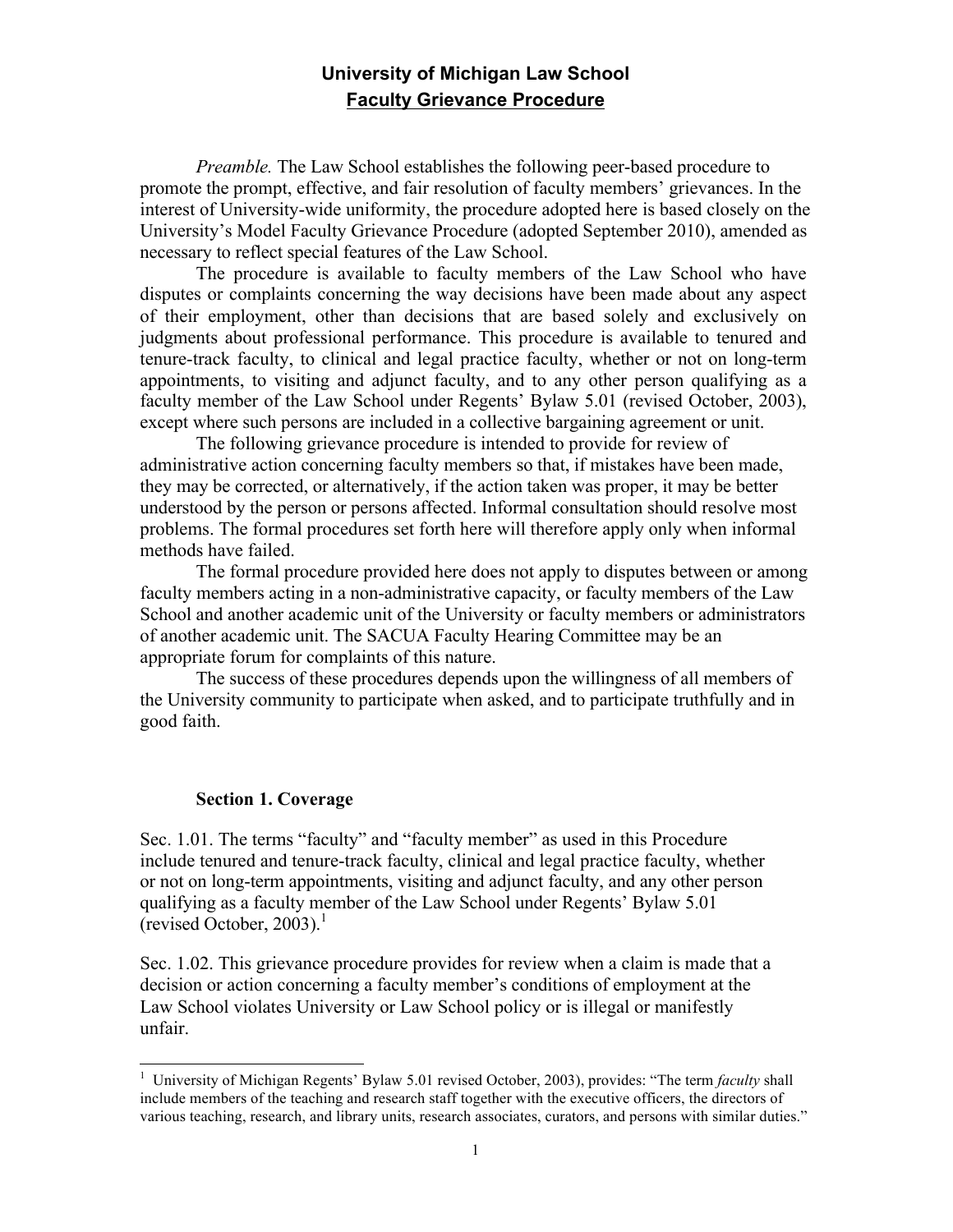# University of Michigan Law School

## Faculty Grievance Procedure

*Preamble.* The Law School establishes the following peer-based procedure to promote the prompt, effective, and fair resolution of faculty members' grievances. In the interest of University-wide uniformity, the procedure adopted here is based closely on the University's Model Faculty Grievance Procedure (adopted September 2010), amended as necessary to reflect special features of the Law School.

The procedure is available to faculty members of the Law School who have disputes or complaints concerning the way decisions have been made about any aspect of their employment, other than decisions that are based solely and exclusively on judgments about professional performance. This procedure is available to tenured and tenure-track faculty, to clinical and legal practice faculty, whether or not on long-term appointments, to visiting and adjunct faculty, and to any other person qualifying as a faculty member of the Law School under Regents' Bylaw 5.01 (revised October, 2003), except where such persons are included in a collective bargaining agreement or unit.

The following grievance procedure is intended to provide for review of administrative action concerning faculty members so that, if mistakes have been made, they may be corrected, or alternatively, if the action taken was proper, it may be better understood by the person or persons affected. Informal consultation should resolve most problems. The formal procedures set forth here will therefore apply only when informal methods have failed.

The formal procedure provided here does not apply to disputes between or among faculty members acting in a non-administrative capacity, or faculty members of the Law School and another academic unit of the University or faculty members or administrators of another academic unit. The SACUA Faculty Hearing Committee may be an appropriate forum for complaints of this nature.

The success of these procedures depends upon the willingness of all members of the University community to participate when asked, and to participate truthfully and in good faith.

### Section 1. Coverage

Sec. 1.01. The terms "faculty" and "faculty member" as used in this Procedure include tenured and tenure-track faculty, clinical and legal practice faculty, whether or not on long-term appointments, visiting and adjunct faculty, and any other person qualifying as a faculty member of the Law School under Regents' Bylaw 5.01 (revised October, 2003).[1]

Sec. 1.02. This grievance procedure provides for review when a claim is made that a decision or action concerning a faculty member's conditions of employment at the Law School violates University or Law School policy or is illegal or manifestly unfair.

---

[1] University of Michigan Regents' Bylaw 5.01 revised October, 2003), provides: "The term *faculty* shall include members of the teaching and research staff together with the executive officers, the directors of various teaching, research, and library units, research associates, curators, and persons with similar duties."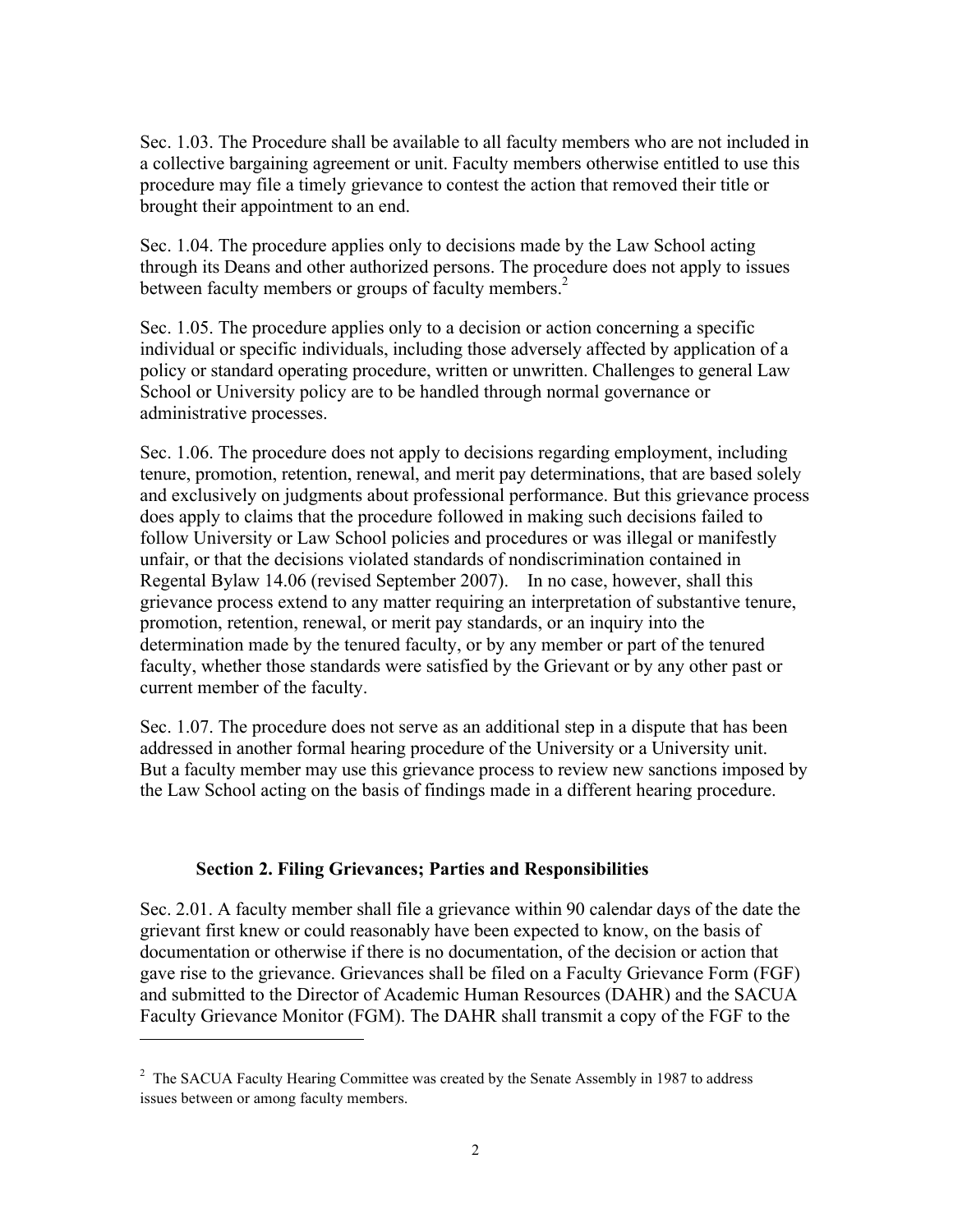Sec. 1.03. The Procedure shall be available to all faculty members who are not included in a collective bargaining agreement or unit. Faculty members otherwise entitled to use this procedure may file a timely grievance to contest the action that removed their title or brought their appointment to an end.

Sec. 1.04. The procedure applies only to decisions made by the Law School acting through its Deans and other authorized persons. The procedure does not apply to issues between faculty members or groups of faculty members.[2]

Sec. 1.05. The procedure applies only to a decision or action concerning a specific individual or specific individuals, including those adversely affected by application of a policy or standard operating procedure, written or unwritten. Challenges to general Law School or University policy are to be handled through normal governance or administrative processes.

Sec. 1.06. The procedure does not apply to decisions regarding employment, including tenure, promotion, retention, renewal, and merit pay determinations, that are based solely and exclusively on judgments about professional performance. But this grievance process does apply to claims that the procedure followed in making such decisions failed to follow University or Law School policies and procedures or was illegal or manifestly unfair, or that the decisions violated standards of nondiscrimination contained in Regental Bylaw 14.06 (revised September 2007). In no case, however, shall this grievance process extend to any matter requiring an interpretation of substantive tenure, promotion, retention, renewal, or merit pay standards, or an inquiry into the determination made by the tenured faculty, or by any member or part of the tenured faculty, whether those standards were satisfied by the Grievant or by any other past or current member of the faculty.

Sec. 1.07. The procedure does not serve as an additional step in a dispute that has been addressed in another formal hearing procedure of the University or a University unit. But a faculty member may use this grievance process to review new sanctions imposed by the Law School acting on the basis of findings made in a different hearing procedure.

## Section 2. Filing Grievances; Parties and Responsibilities

Sec. 2.01. A faculty member shall file a grievance within 90 calendar days of the date the grievant first knew or could reasonably have been expected to know, on the basis of documentation or otherwise if there is no documentation, of the decision or action that gave rise to the grievance. Grievances shall be filed on a Faculty Grievance Form (FGF) and submitted to the Director of Academic Human Resources (DAHR) and the SACUA Faculty Grievance Monitor (FGM). The DAHR shall transmit a copy of the FGF to the

---

[2] The SACUA Faculty Hearing Committee was created by the Senate Assembly in 1987 to address issues between or among faculty members.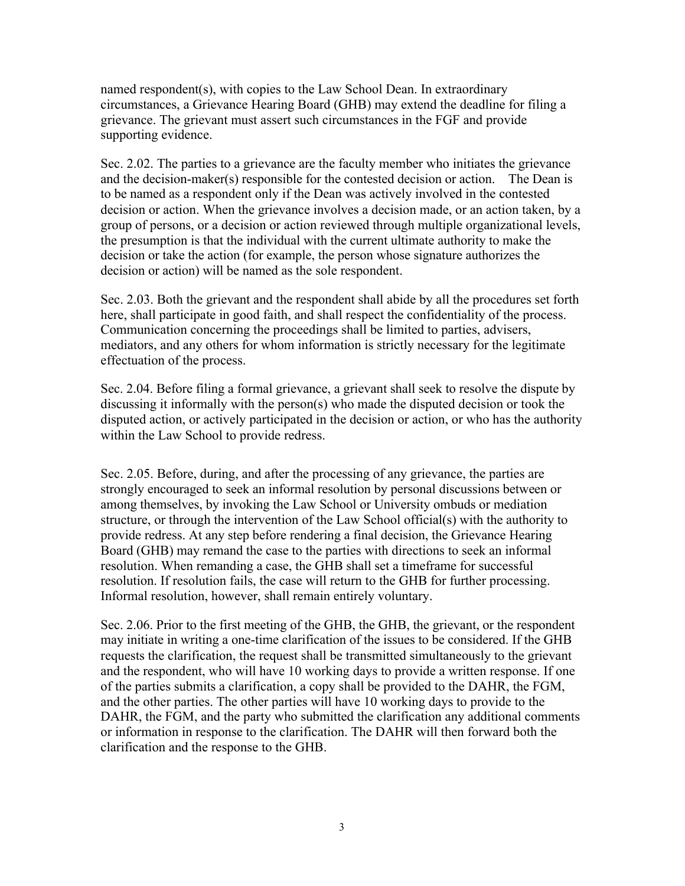named respondent(s), with copies to the Law School Dean. In extraordinary circumstances, a Grievance Hearing Board (GHB) may extend the deadline for filing a grievance. The grievant must assert such circumstances in the FGF and provide supporting evidence.

Sec. 2.02. The parties to a grievance are the faculty member who initiates the grievance and the decision-maker(s) responsible for the contested decision or action. The Dean is to be named as a respondent only if the Dean was actively involved in the contested decision or action. When the grievance involves a decision made, or an action taken, by a group of persons, or a decision or action reviewed through multiple organizational levels, the presumption is that the individual with the current ultimate authority to make the decision or take the action (for example, the person whose signature authorizes the decision or action) will be named as the sole respondent.

Sec. 2.03. Both the grievant and the respondent shall abide by all the procedures set forth here, shall participate in good faith, and shall respect the confidentiality of the process. Communication concerning the proceedings shall be limited to parties, advisers, mediators, and any others for whom information is strictly necessary for the legitimate effectuation of the process.

Sec. 2.04. Before filing a formal grievance, a grievant shall seek to resolve the dispute by discussing it informally with the person(s) who made the disputed decision or took the disputed action, or actively participated in the decision or action, or who has the authority within the Law School to provide redress.

Sec. 2.05. Before, during, and after the processing of any grievance, the parties are strongly encouraged to seek an informal resolution by personal discussions between or among themselves, by invoking the Law School or University ombuds or mediation structure, or through the intervention of the Law School official(s) with the authority to provide redress. At any step before rendering a final decision, the Grievance Hearing Board (GHB) may remand the case to the parties with directions to seek an informal resolution. When remanding a case, the GHB shall set a timeframe for successful resolution. If resolution fails, the case will return to the GHB for further processing. Informal resolution, however, shall remain entirely voluntary.

Sec. 2.06. Prior to the first meeting of the GHB, the GHB, the grievant, or the respondent may initiate in writing a one-time clarification of the issues to be considered. If the GHB requests the clarification, the request shall be transmitted simultaneously to the grievant and the respondent, who will have 10 working days to provide a written response. If one of the parties submits a clarification, a copy shall be provided to the DAHR, the FGM, and the other parties. The other parties will have 10 working days to provide to the DAHR, the FGM, and the party who submitted the clarification any additional comments or information in response to the clarification. The DAHR will then forward both the clarification and the response to the GHB.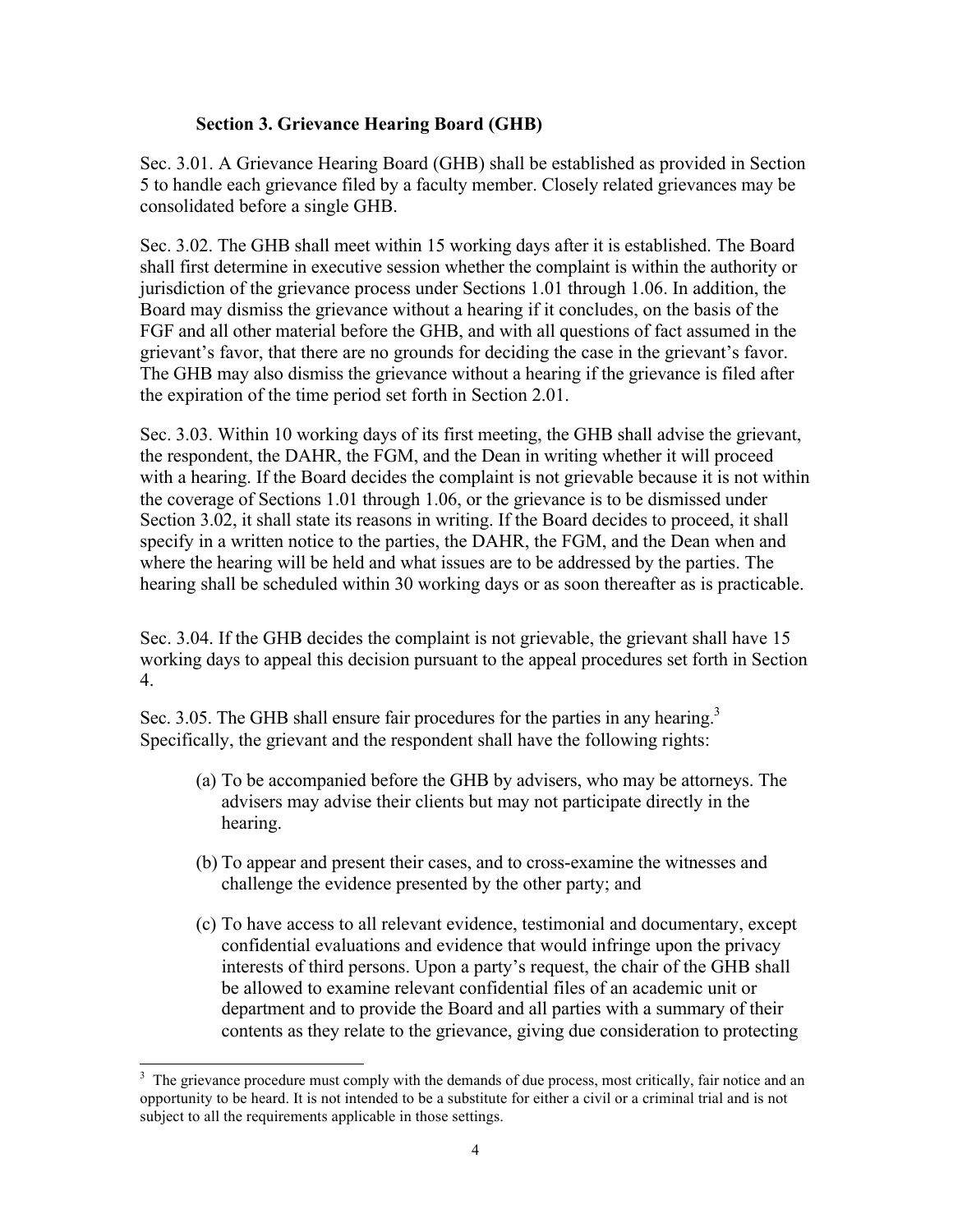### Section 3. Grievance Hearing Board (GHB)

Sec. 3.01. A Grievance Hearing Board (GHB) shall be established as provided in Section 5 to handle each grievance filed by a faculty member. Closely related grievances may be consolidated before a single GHB.

Sec. 3.02. The GHB shall meet within 15 working days after it is established. The Board shall first determine in executive session whether the complaint is within the authority or jurisdiction of the grievance process under Sections 1.01 through 1.06. In addition, the Board may dismiss the grievance without a hearing if it concludes, on the basis of the FGF and all other material before the GHB, and with all questions of fact assumed in the grievant's favor, that there are no grounds for deciding the case in the grievant's favor. The GHB may also dismiss the grievance without a hearing if the grievance is filed after the expiration of the time period set forth in Section 2.01.

Sec. 3.03. Within 10 working days of its first meeting, the GHB shall advise the grievant, the respondent, the DAHR, the FGM, and the Dean in writing whether it will proceed with a hearing. If the Board decides the complaint is not grievable because it is not within the coverage of Sections 1.01 through 1.06, or the grievance is to be dismissed under Section 3.02, it shall state its reasons in writing. If the Board decides to proceed, it shall specify in a written notice to the parties, the DAHR, the FGM, and the Dean when and where the hearing will be held and what issues are to be addressed by the parties. The hearing shall be scheduled within 30 working days or as soon thereafter as is practicable.

Sec. 3.04. If the GHB decides the complaint is not grievable, the grievant shall have 15 working days to appeal this decision pursuant to the appeal procedures set forth in Section 4.

Sec. 3.05. The GHB shall ensure fair procedures for the parties in any hearing.[3] Specifically, the grievant and the respondent shall have the following rights:

(a) To be accompanied before the GHB by advisers, who may be attorneys. The advisers may advise their clients but may not participate directly in the hearing.

(b) To appear and present their cases, and to cross-examine the witnesses and challenge the evidence presented by the other party; and

(c) To have access to all relevant evidence, testimonial and documentary, except confidential evaluations and evidence that would infringe upon the privacy interests of third persons. Upon a party's request, the chair of the GHB shall be allowed to examine relevant confidential files of an academic unit or department and to provide the Board and all parties with a summary of their contents as they relate to the grievance, giving due consideration to protecting

[3] The grievance procedure must comply with the demands of due process, most critically, fair notice and an opportunity to be heard. It is not intended to be a substitute for either a civil or a criminal trial and is not subject to all the requirements applicable in those settings.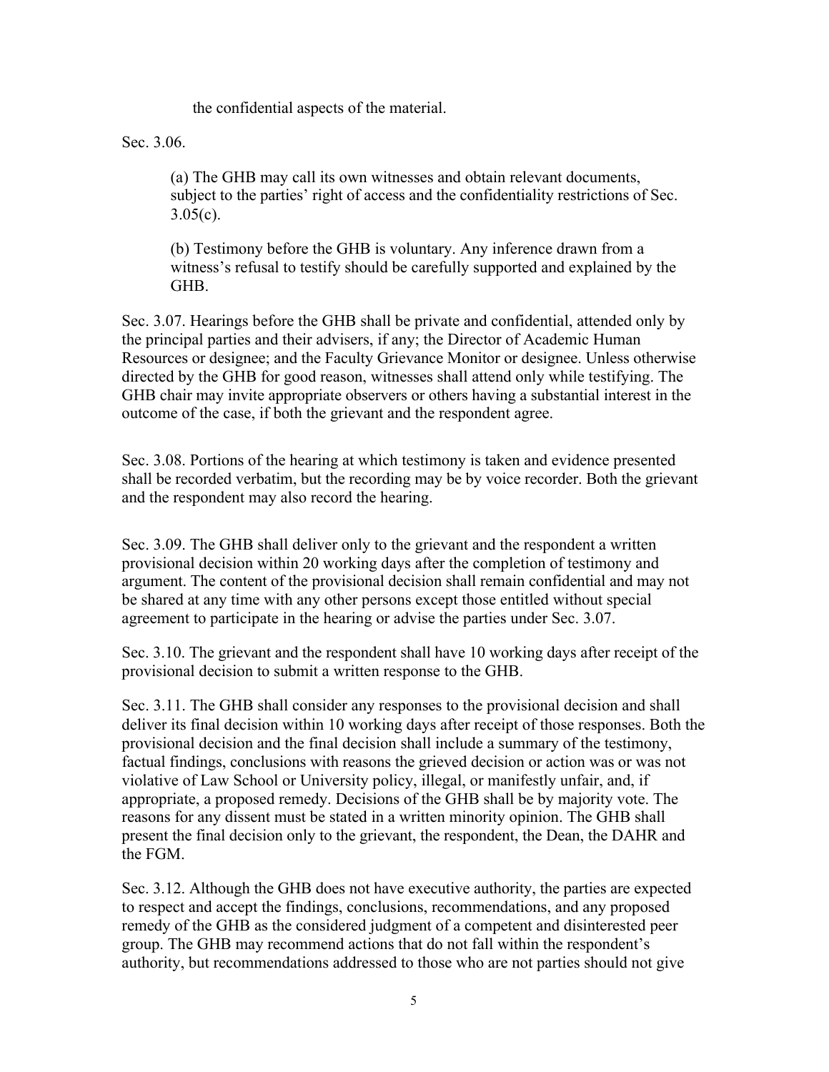the confidential aspects of the material.

Sec. 3.06.

(a) The GHB may call its own witnesses and obtain relevant documents, subject to the parties' right of access and the confidentiality restrictions of Sec. 3.05(c).

(b) Testimony before the GHB is voluntary. Any inference drawn from a witness's refusal to testify should be carefully supported and explained by the GHB.

Sec. 3.07. Hearings before the GHB shall be private and confidential, attended only by the principal parties and their advisers, if any; the Director of Academic Human Resources or designee; and the Faculty Grievance Monitor or designee. Unless otherwise directed by the GHB for good reason, witnesses shall attend only while testifying. The GHB chair may invite appropriate observers or others having a substantial interest in the outcome of the case, if both the grievant and the respondent agree.

Sec. 3.08. Portions of the hearing at which testimony is taken and evidence presented shall be recorded verbatim, but the recording may be by voice recorder. Both the grievant and the respondent may also record the hearing.

Sec. 3.09. The GHB shall deliver only to the grievant and the respondent a written provisional decision within 20 working days after the completion of testimony and argument. The content of the provisional decision shall remain confidential and may not be shared at any time with any other persons except those entitled without special agreement to participate in the hearing or advise the parties under Sec. 3.07.

Sec. 3.10. The grievant and the respondent shall have 10 working days after receipt of the provisional decision to submit a written response to the GHB.

Sec. 3.11. The GHB shall consider any responses to the provisional decision and shall deliver its final decision within 10 working days after receipt of those responses. Both the provisional decision and the final decision shall include a summary of the testimony, factual findings, conclusions with reasons the grieved decision or action was or was not violative of Law School or University policy, illegal, or manifestly unfair, and, if appropriate, a proposed remedy. Decisions of the GHB shall be by majority vote. The reasons for any dissent must be stated in a written minority opinion. The GHB shall present the final decision only to the grievant, the respondent, the Dean, the DAHR and the FGM.

Sec. 3.12. Although the GHB does not have executive authority, the parties are expected to respect and accept the findings, conclusions, recommendations, and any proposed remedy of the GHB as the considered judgment of a competent and disinterested peer group. The GHB may recommend actions that do not fall within the respondent's authority, but recommendations addressed to those who are not parties should not give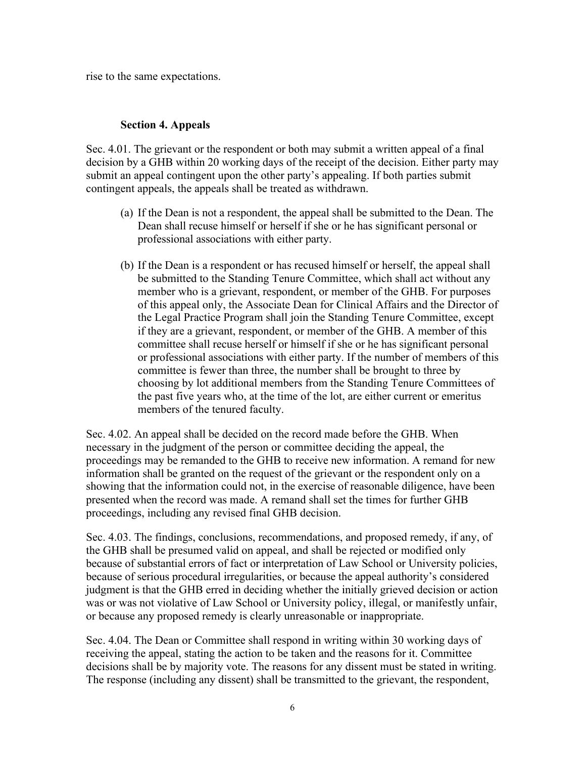rise to the same expectations.

### Section 4. Appeals

Sec. 4.01. The grievant or the respondent or both may submit a written appeal of a final decision by a GHB within 20 working days of the receipt of the decision. Either party may submit an appeal contingent upon the other party's appealing. If both parties submit contingent appeals, the appeals shall be treated as withdrawn.

(a) If the Dean is not a respondent, the appeal shall be submitted to the Dean. The Dean shall recuse himself or herself if she or he has significant personal or professional associations with either party.

(b) If the Dean is a respondent or has recused himself or herself, the appeal shall be submitted to the Standing Tenure Committee, which shall act without any member who is a grievant, respondent, or member of the GHB. For purposes of this appeal only, the Associate Dean for Clinical Affairs and the Director of the Legal Practice Program shall join the Standing Tenure Committee, except if they are a grievant, respondent, or member of the GHB. A member of this committee shall recuse herself or himself if she or he has significant personal or professional associations with either party. If the number of members of this committee is fewer than three, the number shall be brought to three by choosing by lot additional members from the Standing Tenure Committees of the past five years who, at the time of the lot, are either current or emeritus members of the tenured faculty.

Sec. 4.02. An appeal shall be decided on the record made before the GHB. When necessary in the judgment of the person or committee deciding the appeal, the proceedings may be remanded to the GHB to receive new information. A remand for new information shall be granted on the request of the grievant or the respondent only on a showing that the information could not, in the exercise of reasonable diligence, have been presented when the record was made. A remand shall set the times for further GHB proceedings, including any revised final GHB decision.

Sec. 4.03. The findings, conclusions, recommendations, and proposed remedy, if any, of the GHB shall be presumed valid on appeal, and shall be rejected or modified only because of substantial errors of fact or interpretation of Law School or University policies, because of serious procedural irregularities, or because the appeal authority's considered judgment is that the GHB erred in deciding whether the initially grieved decision or action was or was not violative of Law School or University policy, illegal, or manifestly unfair, or because any proposed remedy is clearly unreasonable or inappropriate.

Sec. 4.04. The Dean or Committee shall respond in writing within 30 working days of receiving the appeal, stating the action to be taken and the reasons for it. Committee decisions shall be by majority vote. The reasons for any dissent must be stated in writing. The response (including any dissent) shall be transmitted to the grievant, the respondent,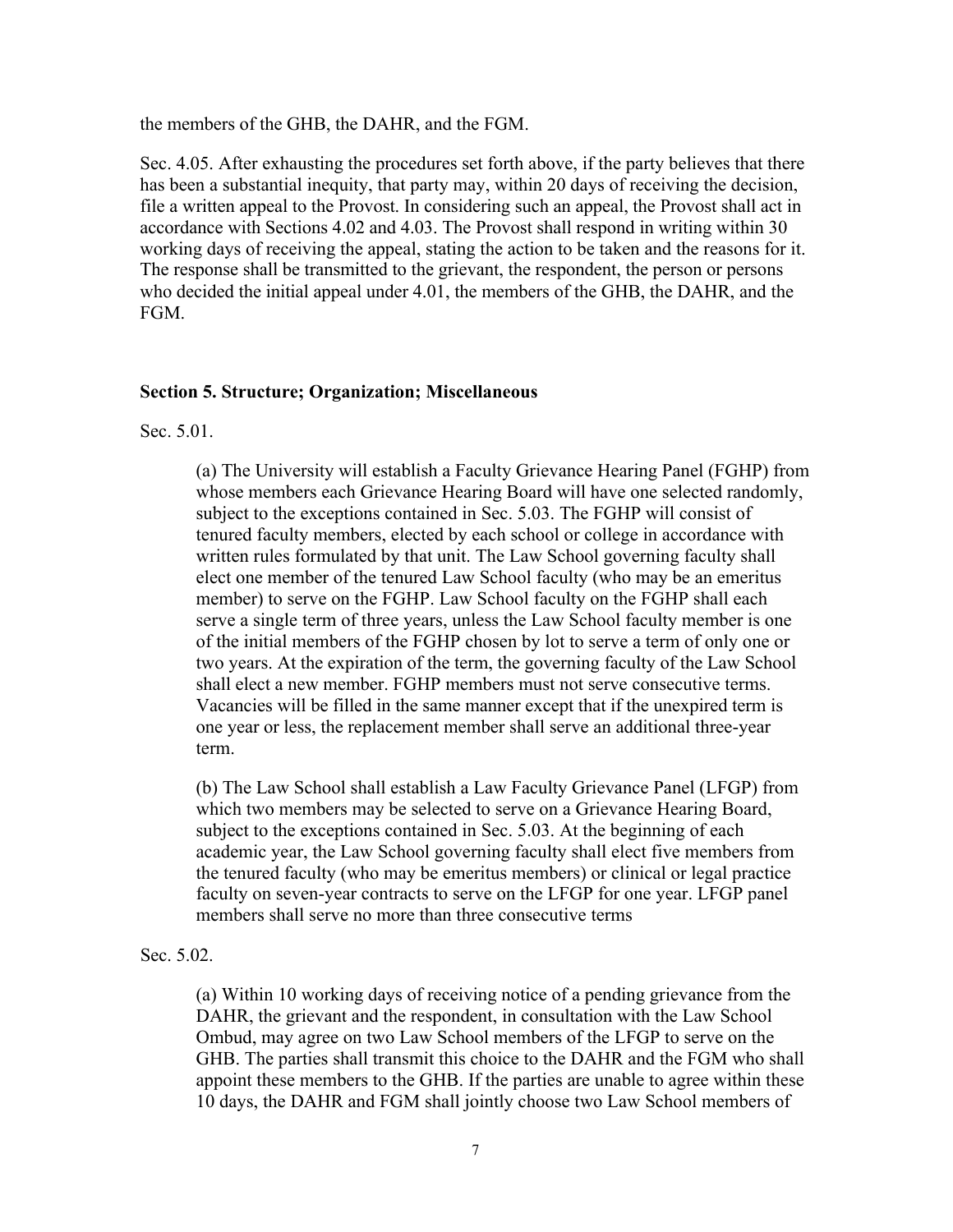the members of the GHB, the DAHR, and the FGM.

Sec. 4.05. After exhausting the procedures set forth above, if the party believes that there has been a substantial inequity, that party may, within 20 days of receiving the decision, file a written appeal to the Provost. In considering such an appeal, the Provost shall act in accordance with Sections 4.02 and 4.03. The Provost shall respond in writing within 30 working days of receiving the appeal, stating the action to be taken and the reasons for it. The response shall be transmitted to the grievant, the respondent, the person or persons who decided the initial appeal under 4.01, the members of the GHB, the DAHR, and the FGM.

## Section 5. Structure; Organization; Miscellaneous

Sec. 5.01.

(a) The University will establish a Faculty Grievance Hearing Panel (FGHP) from whose members each Grievance Hearing Board will have one selected randomly, subject to the exceptions contained in Sec. 5.03. The FGHP will consist of tenured faculty members, elected by each school or college in accordance with written rules formulated by that unit. The Law School governing faculty shall elect one member of the tenured Law School faculty (who may be an emeritus member) to serve on the FGHP. Law School faculty on the FGHP shall each serve a single term of three years, unless the Law School faculty member is one of the initial members of the FGHP chosen by lot to serve a term of only one or two years. At the expiration of the term, the governing faculty of the Law School shall elect a new member. FGHP members must not serve consecutive terms. Vacancies will be filled in the same manner except that if the unexpired term is one year or less, the replacement member shall serve an additional three-year term.

(b) The Law School shall establish a Law Faculty Grievance Panel (LFGP) from which two members may be selected to serve on a Grievance Hearing Board, subject to the exceptions contained in Sec. 5.03. At the beginning of each academic year, the Law School governing faculty shall elect five members from the tenured faculty (who may be emeritus members) or clinical or legal practice faculty on seven-year contracts to serve on the LFGP for one year. LFGP panel members shall serve no more than three consecutive terms

Sec. 5.02.

(a) Within 10 working days of receiving notice of a pending grievance from the DAHR, the grievant and the respondent, in consultation with the Law School Ombud, may agree on two Law School members of the LFGP to serve on the GHB. The parties shall transmit this choice to the DAHR and the FGM who shall appoint these members to the GHB. If the parties are unable to agree within these 10 days, the DAHR and FGM shall jointly choose two Law School members of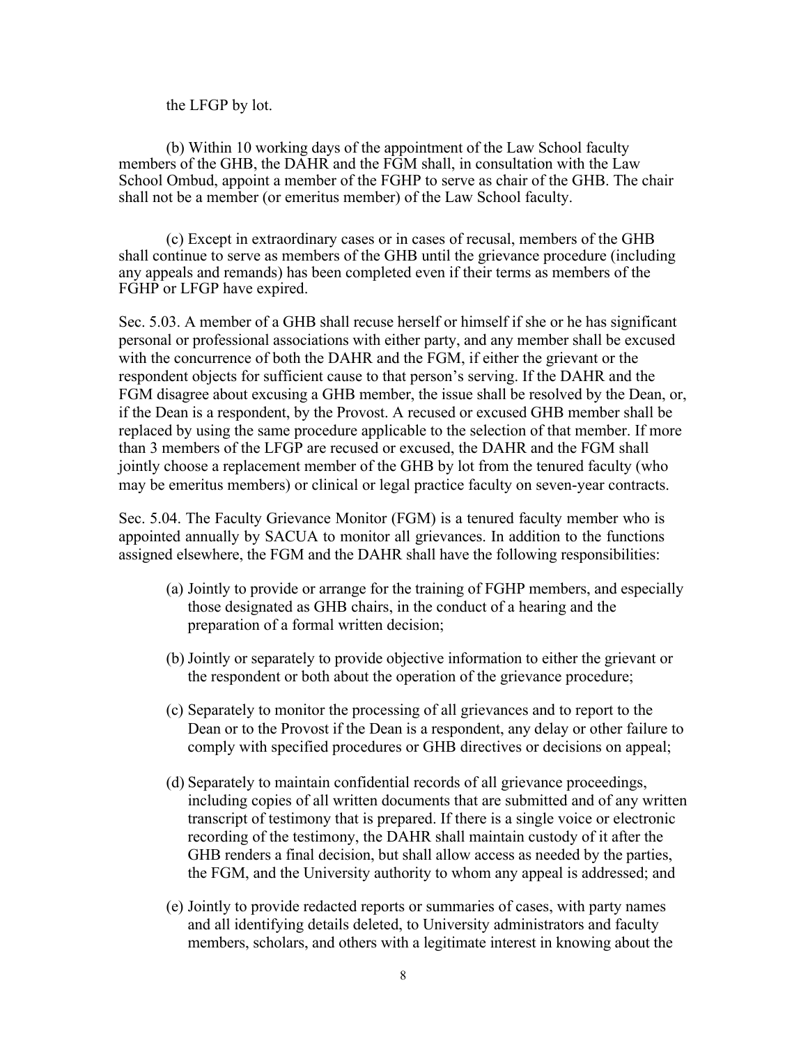the LFGP by lot.

(b) Within 10 working days of the appointment of the Law School faculty members of the GHB, the DAHR and the FGM shall, in consultation with the Law School Ombud, appoint a member of the FGHP to serve as chair of the GHB. The chair shall not be a member (or emeritus member) of the Law School faculty.

(c) Except in extraordinary cases or in cases of recusal, members of the GHB shall continue to serve as members of the GHB until the grievance procedure (including any appeals and remands) has been completed even if their terms as members of the FGHP or LFGP have expired.

Sec. 5.03. A member of a GHB shall recuse herself or himself if she or he has significant personal or professional associations with either party, and any member shall be excused with the concurrence of both the DAHR and the FGM, if either the grievant or the respondent objects for sufficient cause to that person's serving. If the DAHR and the FGM disagree about excusing a GHB member, the issue shall be resolved by the Dean, or, if the Dean is a respondent, by the Provost. A recused or excused GHB member shall be replaced by using the same procedure applicable to the selection of that member. If more than 3 members of the LFGP are recused or excused, the DAHR and the FGM shall jointly choose a replacement member of the GHB by lot from the tenured faculty (who may be emeritus members) or clinical or legal practice faculty on seven-year contracts.

Sec. 5.04. The Faculty Grievance Monitor (FGM) is a tenured faculty member who is appointed annually by SACUA to monitor all grievances. In addition to the functions assigned elsewhere, the FGM and the DAHR shall have the following responsibilities:

(a) Jointly to provide or arrange for the training of FGHP members, and especially those designated as GHB chairs, in the conduct of a hearing and the preparation of a formal written decision;

(b) Jointly or separately to provide objective information to either the grievant or the respondent or both about the operation of the grievance procedure;

(c) Separately to monitor the processing of all grievances and to report to the Dean or to the Provost if the Dean is a respondent, any delay or other failure to comply with specified procedures or GHB directives or decisions on appeal;

(d) Separately to maintain confidential records of all grievance proceedings, including copies of all written documents that are submitted and of any written transcript of testimony that is prepared. If there is a single voice or electronic recording of the testimony, the DAHR shall maintain custody of it after the GHB renders a final decision, but shall allow access as needed by the parties, the FGM, and the University authority to whom any appeal is addressed; and

(e) Jointly to provide redacted reports or summaries of cases, with party names and all identifying details deleted, to University administrators and faculty members, scholars, and others with a legitimate interest in knowing about the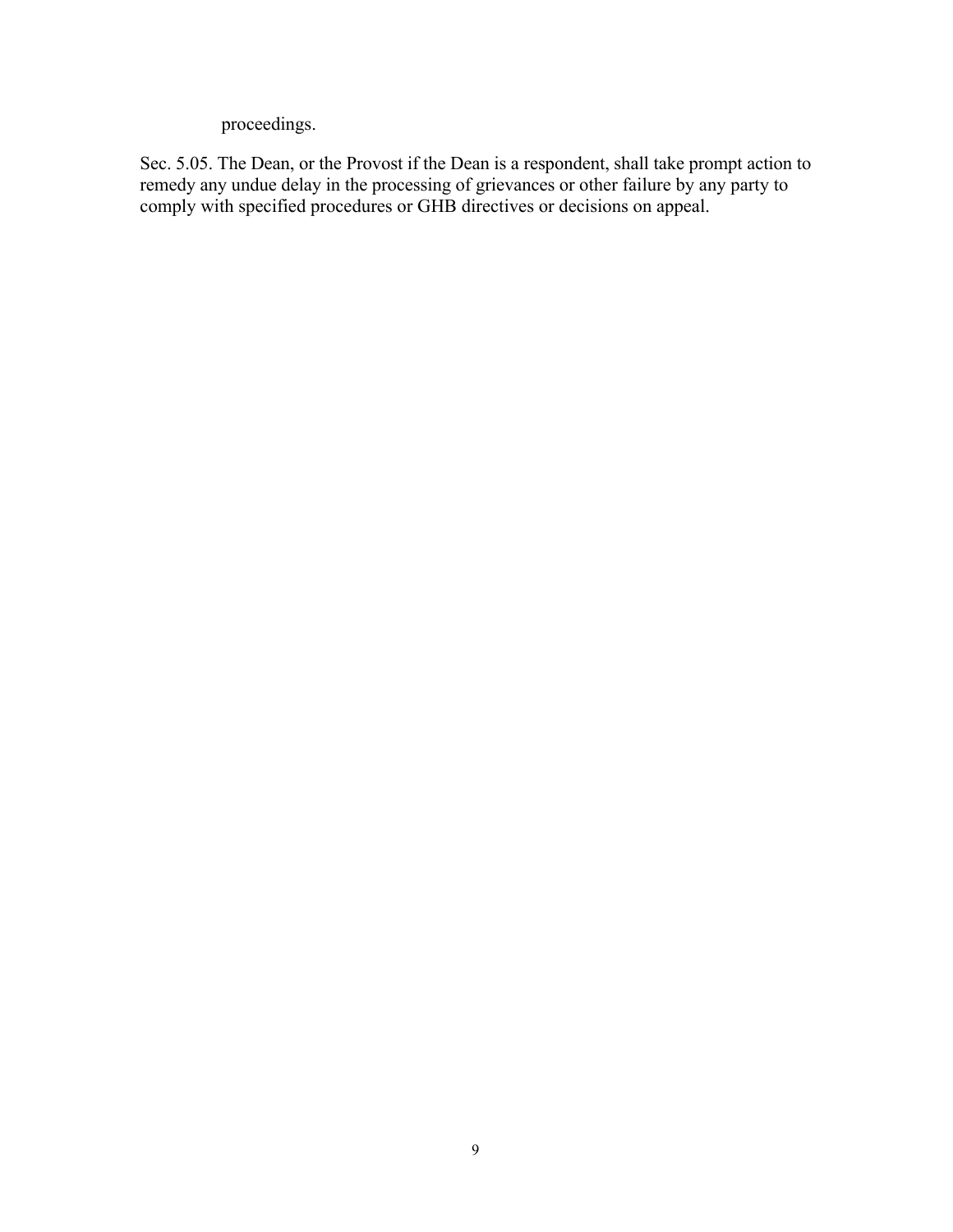proceedings.

Sec. 5.05. The Dean, or the Provost if the Dean is a respondent, shall take prompt action to remedy any undue delay in the processing of grievances or other failure by any party to comply with specified procedures or GHB directives or decisions on appeal.